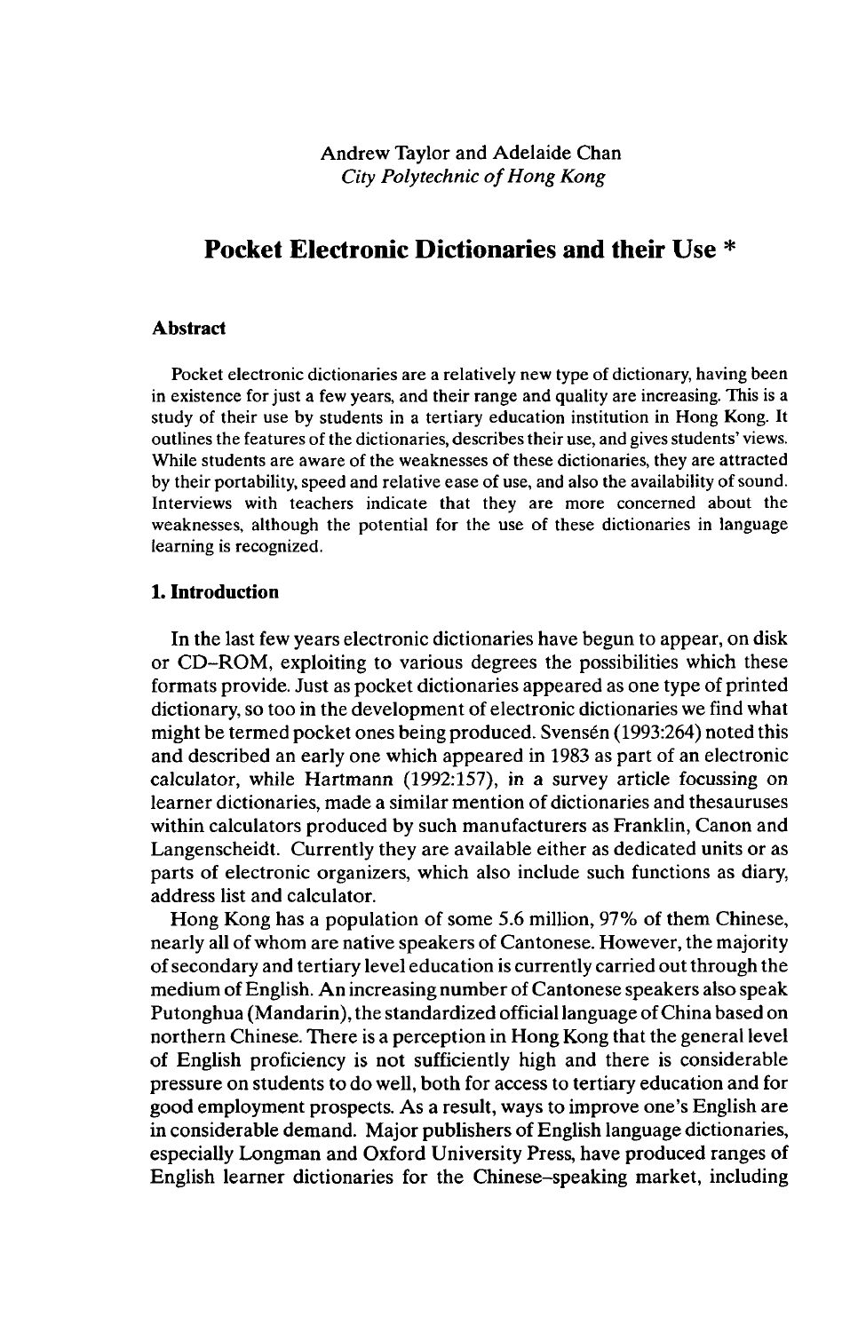Andrew Taylor and Adelaide Chan
*City Polytechnic of Hong Kong*

# Pocket Electronic Dictionaries and their Use *

## Abstract

Pocket electronic dictionaries are a relatively new type of dictionary, having been in existence for just a few years, and their range and quality are increasing. This is a study of their use by students in a tertiary education institution in Hong Kong. It outlines the features of the dictionaries, describes their use, and gives students' views. While students are aware of the weaknesses of these dictionaries, they are attracted by their portability, speed and relative ease of use, and also the availability of sound. Interviews with teachers indicate that they are more concerned about the weaknesses, although the potential for the use of these dictionaries in language learning is recognized.

## 1. Introduction

In the last few years electronic dictionaries have begun to appear, on disk or CD-ROM, exploiting to various degrees the possibilities which these formats provide. Just as pocket dictionaries appeared as one type of printed dictionary, so too in the development of electronic dictionaries we find what might be termed pocket ones being produced. Svensén (1993:264) noted this and described an early one which appeared in 1983 as part of an electronic calculator, while Hartmann (1992:157), in a survey article focussing on learner dictionaries, made a similar mention of dictionaries and thesauruses within calculators produced by such manufacturers as Franklin, Canon and Langenscheidt. Currently they are available either as dedicated units or as parts of electronic organizers, which also include such functions as diary, address list and calculator.

Hong Kong has a population of some 5.6 million, 97% of them Chinese, nearly all of whom are native speakers of Cantonese. However, the majority of secondary and tertiary level education is currently carried out through the medium of English. An increasing number of Cantonese speakers also speak Putonghua (Mandarin), the standardized official language of China based on northern Chinese. There is a perception in Hong Kong that the general level of English proficiency is not sufficiently high and there is considerable pressure on students to do well, both for access to tertiary education and for good employment prospects. As a result, ways to improve one's English are in considerable demand. Major publishers of English language dictionaries, especially Longman and Oxford University Press, have produced ranges of English learner dictionaries for the Chinese-speaking market, including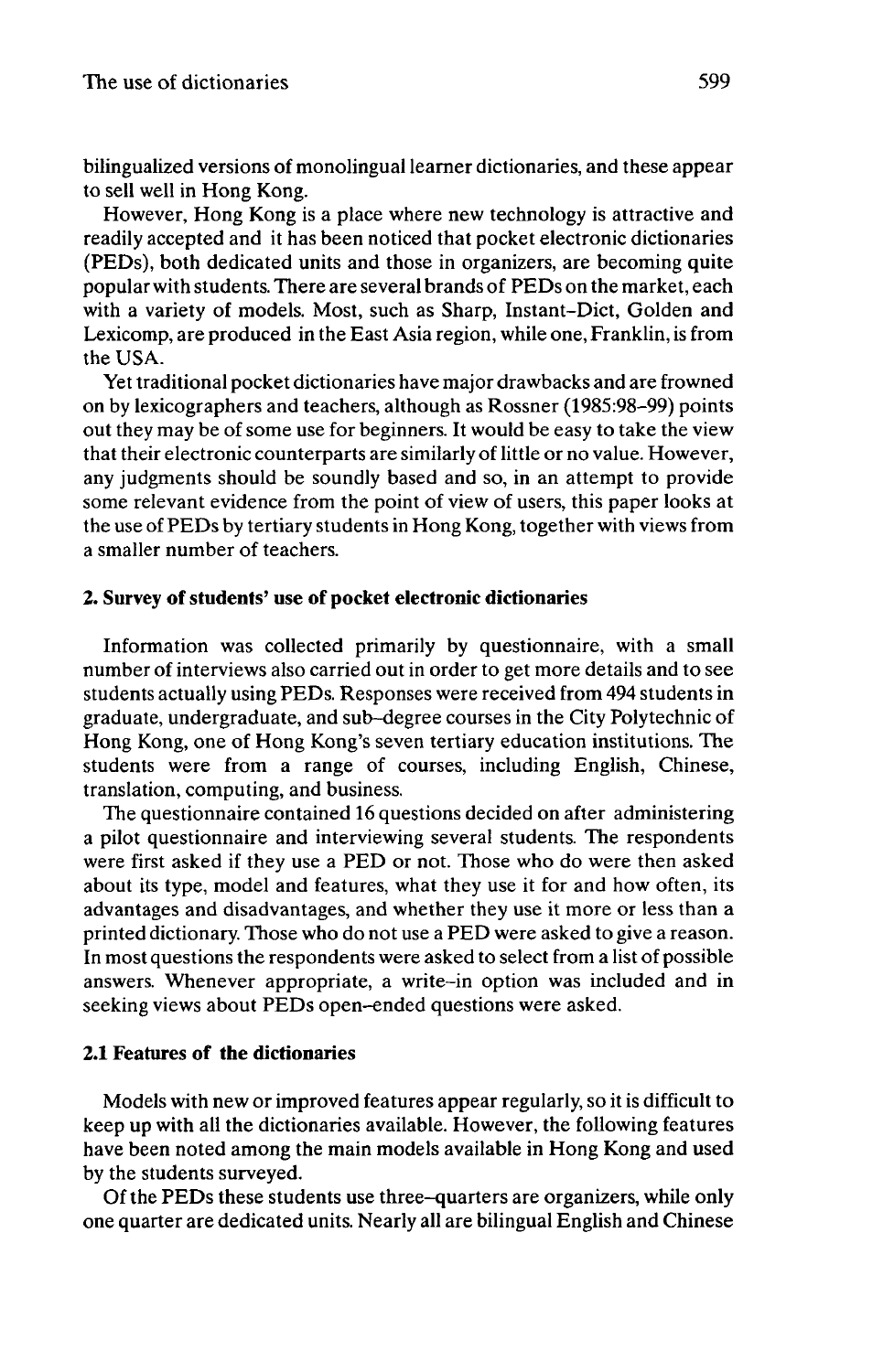bilingualized versions of monolingual learner dictionaries, and these appear to sell well in Hong Kong.

However, Hong Kong is a place where new technology is attractive and readily accepted and it has been noticed that pocket electronic dictionaries (PEDs), both dedicated units and those in organizers, are becoming quite popular with students. There are several brands of PEDs on the market, each with a variety of models. Most, such as Sharp, Instant-Dict, Golden and Lexicomp, are produced in the East Asia region, while one, Franklin, is from the USA.

Yet traditional pocket dictionaries have major drawbacks and are frowned on by lexicographers and teachers, although as Rossner (1985:98–99) points out they may be of some use for beginners. It would be easy to take the view that their electronic counterparts are similarly of little or no value. However, any judgments should be soundly based and so, in an attempt to provide some relevant evidence from the point of view of users, this paper looks at the use of PEDs by tertiary students in Hong Kong, together with views from a smaller number of teachers.

## 2. Survey of students' use of pocket electronic dictionaries

Information was collected primarily by questionnaire, with a small number of interviews also carried out in order to get more details and to see students actually using PEDs. Responses were received from 494 students in graduate, undergraduate, and sub-degree courses in the City Polytechnic of Hong Kong, one of Hong Kong's seven tertiary education institutions. The students were from a range of courses, including English, Chinese, translation, computing, and business.

The questionnaire contained 16 questions decided on after administering a pilot questionnaire and interviewing several students. The respondents were first asked if they use a PED or not. Those who do were then asked about its type, model and features, what they use it for and how often, its advantages and disadvantages, and whether they use it more or less than a printed dictionary. Those who do not use a PED were asked to give a reason. In most questions the respondents were asked to select from a list of possible answers. Whenever appropriate, a write-in option was included and in seeking views about PEDs open-ended questions were asked.

### 2.1 Features of the dictionaries

Models with new or improved features appear regularly, so it is difficult to keep up with all the dictionaries available. However, the following features have been noted among the main models available in Hong Kong and used by the students surveyed.

Of the PEDs these students use three-quarters are organizers, while only one quarter are dedicated units. Nearly all are bilingual English and Chinese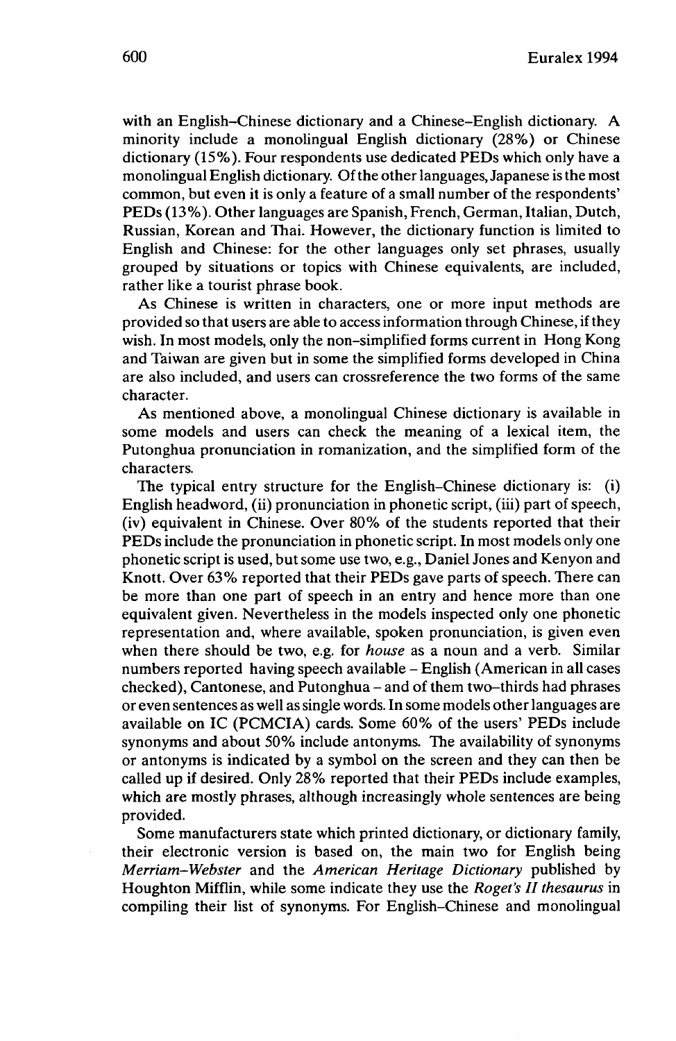with an English–Chinese dictionary and a Chinese–English dictionary. A minority include a monolingual English dictionary (28%) or Chinese dictionary (15%). Four respondents use dedicated PEDs which only have a monolingual English dictionary. Of the other languages, Japanese is the most common, but even it is only a feature of a small number of the respondents' PEDs (13%). Other languages are Spanish, French, German, Italian, Dutch, Russian, Korean and Thai. However, the dictionary function is limited to English and Chinese: for the other languages only set phrases, usually grouped by situations or topics with Chinese equivalents, are included, rather like a tourist phrase book.

As Chinese is written in characters, one or more input methods are provided so that users are able to access information through Chinese, if they wish. In most models, only the non-simplified forms current in Hong Kong and Taiwan are given but in some the simplified forms developed in China are also included, and users can crossreference the two forms of the same character.

As mentioned above, a monolingual Chinese dictionary is available in some models and users can check the meaning of a lexical item, the Putonghua pronunciation in romanization, and the simplified form of the characters.

The typical entry structure for the English–Chinese dictionary is: (i) English headword, (ii) pronunciation in phonetic script, (iii) part of speech, (iv) equivalent in Chinese. Over 80% of the students reported that their PEDs include the pronunciation in phonetic script. In most models only one phonetic script is used, but some use two, e.g., Daniel Jones and Kenyon and Knott. Over 63% reported that their PEDs gave parts of speech. There can be more than one part of speech in an entry and hence more than one equivalent given. Nevertheless in the models inspected only one phonetic representation and, where available, spoken pronunciation, is given even when there should be two, e.g. for *house* as a noun and a verb. Similar numbers reported having speech available – English (American in all cases checked), Cantonese, and Putonghua – and of them two–thirds had phrases or even sentences as well as single words. In some models other languages are available on IC (PCMCIA) cards. Some 60% of the users' PEDs include synonyms and about 50% include antonyms. The availability of synonyms or antonyms is indicated by a symbol on the screen and they can then be called up if desired. Only 28% reported that their PEDs include examples, which are mostly phrases, although increasingly whole sentences are being provided.

Some manufacturers state which printed dictionary, or dictionary family, their electronic version is based on, the main two for English being *Merriam–Webster* and the *American Heritage Dictionary* published by Houghton Mifflin, while some indicate they use the *Roget's II thesaurus* in compiling their list of synonyms. For English–Chinese and monolingual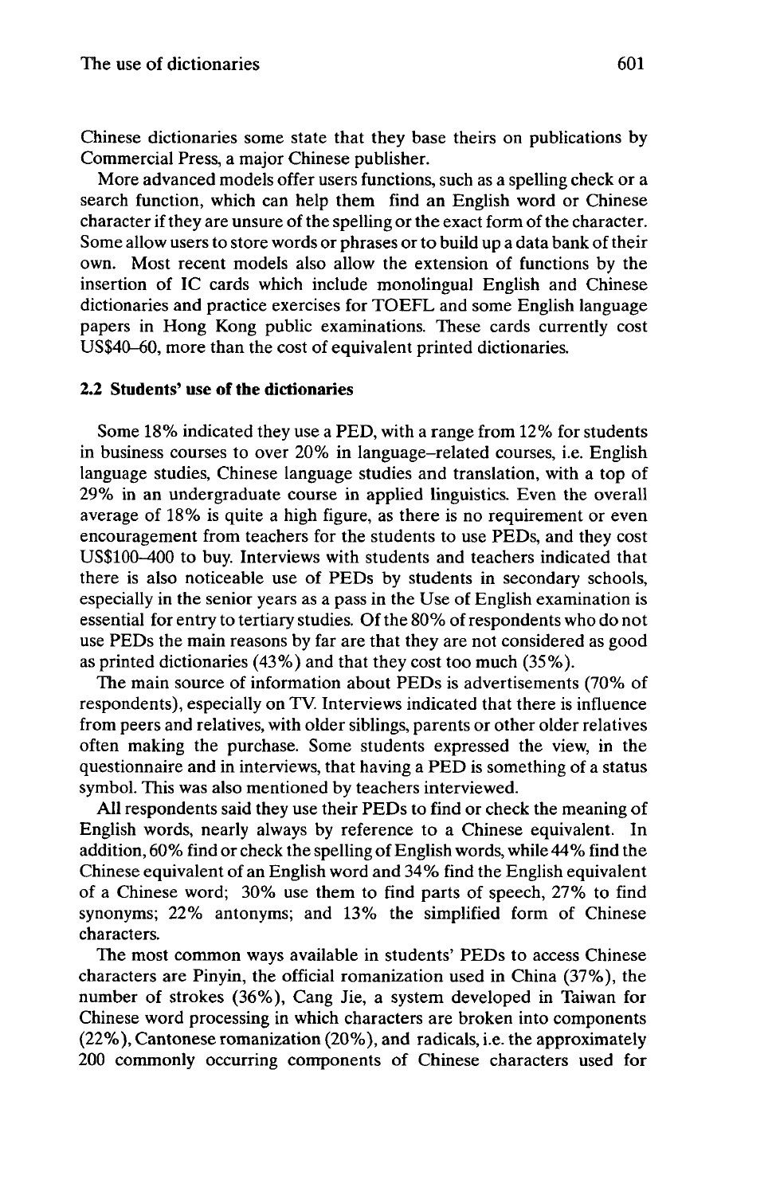Chinese dictionaries some state that they base theirs on publications by Commercial Press, a major Chinese publisher.

More advanced models offer users functions, such as a spelling check or a search function, which can help them find an English word or Chinese character if they are unsure of the spelling or the exact form of the character. Some allow users to store words or phrases or to build up a data bank of their own. Most recent models also allow the extension of functions by the insertion of IC cards which include monolingual English and Chinese dictionaries and practice exercises for TOEFL and some English language papers in Hong Kong public examinations. These cards currently cost US$40–60, more than the cost of equivalent printed dictionaries.

### 2.2 Students' use of the dictionaries

Some 18% indicated they use a PED, with a range from 12% for students in business courses to over 20% in language–related courses, i.e. English language studies, Chinese language studies and translation, with a top of 29% in an undergraduate course in applied linguistics. Even the overall average of 18% is quite a high figure, as there is no requirement or even encouragement from teachers for the students to use PEDs, and they cost US$100–400 to buy. Interviews with students and teachers indicated that there is also noticeable use of PEDs by students in secondary schools, especially in the senior years as a pass in the Use of English examination is essential for entry to tertiary studies. Of the 80% of respondents who do not use PEDs the main reasons by far are that they are not considered as good as printed dictionaries (43%) and that they cost too much (35%).

The main source of information about PEDs is advertisements (70% of respondents), especially on TV. Interviews indicated that there is influence from peers and relatives, with older siblings, parents or other older relatives often making the purchase. Some students expressed the view, in the questionnaire and in interviews, that having a PED is something of a status symbol. This was also mentioned by teachers interviewed.

All respondents said they use their PEDs to find or check the meaning of English words, nearly always by reference to a Chinese equivalent. In addition, 60% find or check the spelling of English words, while 44% find the Chinese equivalent of an English word and 34% find the English equivalent of a Chinese word; 30% use them to find parts of speech, 27% to find synonyms; 22% antonyms; and 13% the simplified form of Chinese characters.

The most common ways available in students' PEDs to access Chinese characters are Pinyin, the official romanization used in China (37%), the number of strokes (36%), Cang Jie, a system developed in Taiwan for Chinese word processing in which characters are broken into components (22%), Cantonese romanization (20%), and radicals, i.e. the approximately 200 commonly occurring components of Chinese characters used for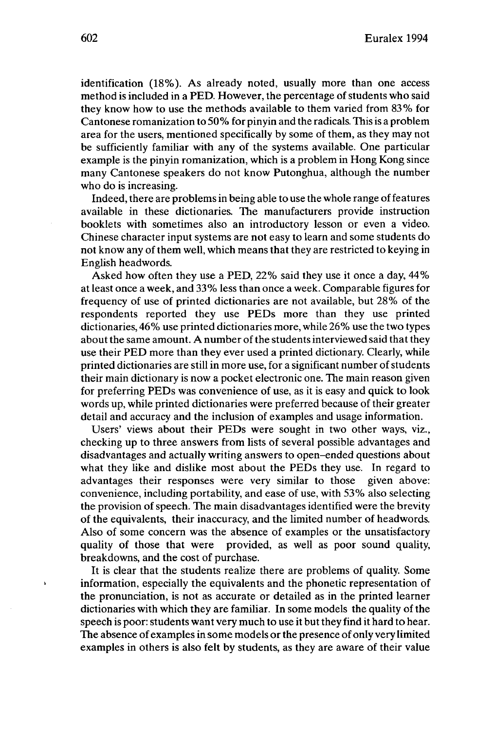identification (18%). As already noted, usually more than one access method is included in a PED. However, the percentage of students who said they know how to use the methods available to them varied from 83% for Cantonese romanization to 50% for pinyin and the radicals. This is a problem area for the users, mentioned specifically by some of them, as they may not be sufficiently familiar with any of the systems available. One particular example is the pinyin romanization, which is a problem in Hong Kong since many Cantonese speakers do not know Putonghua, although the number who do is increasing.

Indeed, there are problems in being able to use the whole range of features available in these dictionaries. The manufacturers provide instruction booklets with sometimes also an introductory lesson or even a video. Chinese character input systems are not easy to learn and some students do not know any of them well, which means that they are restricted to keying in English headwords.

Asked how often they use a PED, 22% said they use it once a day, 44% at least once a week, and 33% less than once a week. Comparable figures for frequency of use of printed dictionaries are not available, but 28% of the respondents reported they use PEDs more than they use printed dictionaries, 46% use printed dictionaries more, while 26% use the two types about the same amount. A number of the students interviewed said that they use their PED more than they ever used a printed dictionary. Clearly, while printed dictionaries are still in more use, for a significant number of students their main dictionary is now a pocket electronic one. The main reason given for preferring PEDs was convenience of use, as it is easy and quick to look words up, while printed dictionaries were preferred because of their greater detail and accuracy and the inclusion of examples and usage information.

Users' views about their PEDs were sought in two other ways, viz., checking up to three answers from lists of several possible advantages and disadvantages and actually writing answers to open-ended questions about what they like and dislike most about the PEDs they use. In regard to advantages their responses were very similar to those given above: convenience, including portability, and ease of use, with 53% also selecting the provision of speech. The main disadvantages identified were the brevity of the equivalents, their inaccuracy, and the limited number of headwords. Also of some concern was the absence of examples or the unsatisfactory quality of those that were provided, as well as poor sound quality, breakdowns, and the cost of purchase.

It is clear that the students realize there are problems of quality. Some information, especially the equivalents and the phonetic representation of the pronunciation, is not as accurate or detailed as in the printed learner dictionaries with which they are familiar. In some models the quality of the speech is poor: students want very much to use it but they find it hard to hear. The absence of examples in some models or the presence of only very limited examples in others is also felt by students, as they are aware of their value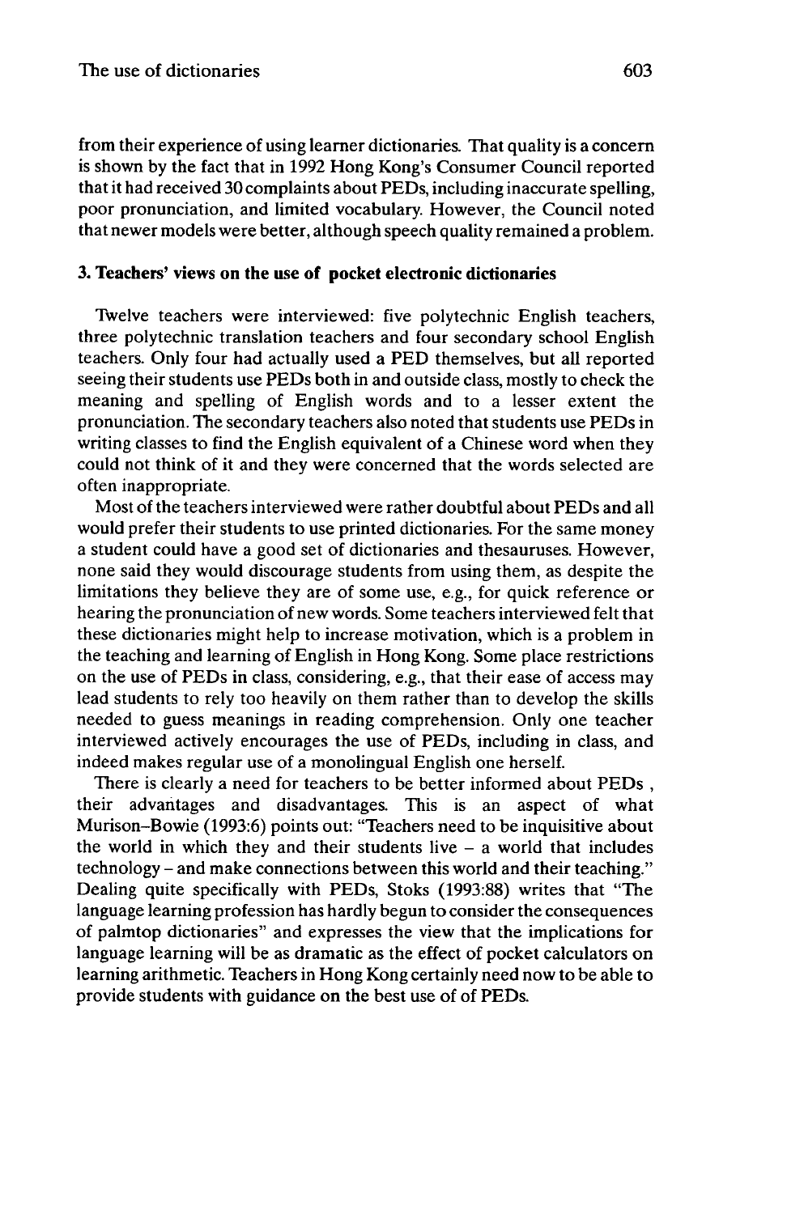from their experience of using learner dictionaries. That quality is a concern is shown by the fact that in 1992 Hong Kong's Consumer Council reported that it had received 30 complaints about PEDs, including inaccurate spelling, poor pronunciation, and limited vocabulary. However, the Council noted that newer models were better, although speech quality remained a problem.

## 3. Teachers' views on the use of pocket electronic dictionaries

Twelve teachers were interviewed: five polytechnic English teachers, three polytechnic translation teachers and four secondary school English teachers. Only four had actually used a PED themselves, but all reported seeing their students use PEDs both in and outside class, mostly to check the meaning and spelling of English words and to a lesser extent the pronunciation. The secondary teachers also noted that students use PEDs in writing classes to find the English equivalent of a Chinese word when they could not think of it and they were concerned that the words selected are often inappropriate.

Most of the teachers interviewed were rather doubtful about PEDs and all would prefer their students to use printed dictionaries. For the same money a student could have a good set of dictionaries and thesauruses. However, none said they would discourage students from using them, as despite the limitations they believe they are of some use, e.g., for quick reference or hearing the pronunciation of new words. Some teachers interviewed felt that these dictionaries might help to increase motivation, which is a problem in the teaching and learning of English in Hong Kong. Some place restrictions on the use of PEDs in class, considering, e.g., that their ease of access may lead students to rely too heavily on them rather than to develop the skills needed to guess meanings in reading comprehension. Only one teacher interviewed actively encourages the use of PEDs, including in class, and indeed makes regular use of a monolingual English one herself.

There is clearly a need for teachers to be better informed about PEDs , their advantages and disadvantages. This is an aspect of what Murison–Bowie (1993:6) points out: "Teachers need to be inquisitive about the world in which they and their students live – a world that includes technology – and make connections between this world and their teaching." Dealing quite specifically with PEDs, Stoks (1993:88) writes that "The language learning profession has hardly begun to consider the consequences of palmtop dictionaries" and expresses the view that the implications for language learning will be as dramatic as the effect of pocket calculators on learning arithmetic. Teachers in Hong Kong certainly need now to be able to provide students with guidance on the best use of of PEDs.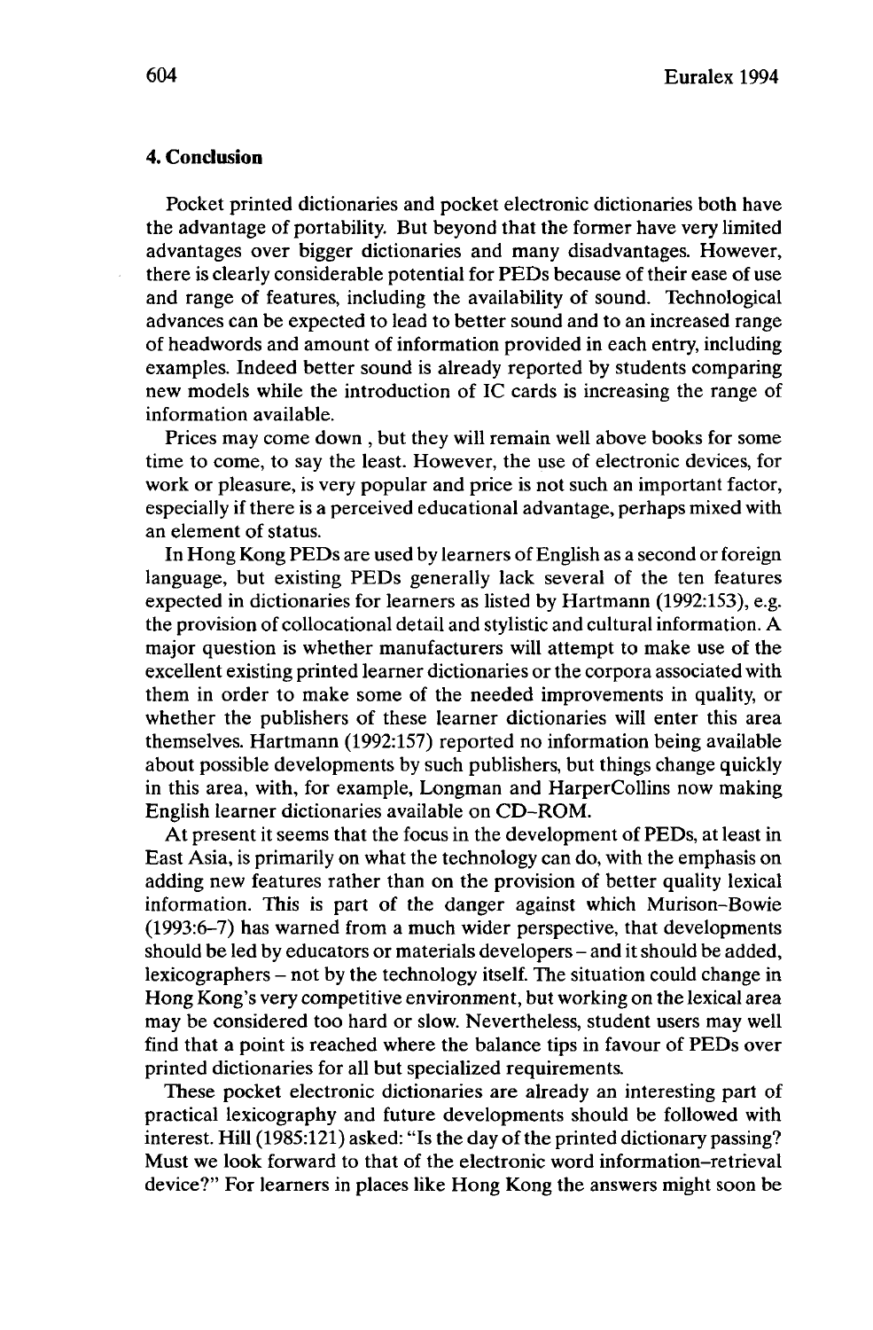## 4. Conclusion

Pocket printed dictionaries and pocket electronic dictionaries both have the advantage of portability. But beyond that the former have very limited advantages over bigger dictionaries and many disadvantages. However, there is clearly considerable potential for PEDs because of their ease of use and range of features, including the availability of sound. Technological advances can be expected to lead to better sound and to an increased range of headwords and amount of information provided in each entry, including examples. Indeed better sound is already reported by students comparing new models while the introduction of IC cards is increasing the range of information available.

Prices may come down , but they will remain well above books for some time to come, to say the least. However, the use of electronic devices, for work or pleasure, is very popular and price is not such an important factor, especially if there is a perceived educational advantage, perhaps mixed with an element of status.

In Hong Kong PEDs are used by learners of English as a second or foreign language, but existing PEDs generally lack several of the ten features expected in dictionaries for learners as listed by Hartmann (1992:153), e.g. the provision of collocational detail and stylistic and cultural information. A major question is whether manufacturers will attempt to make use of the excellent existing printed learner dictionaries or the corpora associated with them in order to make some of the needed improvements in quality, or whether the publishers of these learner dictionaries will enter this area themselves. Hartmann (1992:157) reported no information being available about possible developments by such publishers, but things change quickly in this area, with, for example, Longman and HarperCollins now making English learner dictionaries available on CD-ROM.

At present it seems that the focus in the development of PEDs, at least in East Asia, is primarily on what the technology can do, with the emphasis on adding new features rather than on the provision of better quality lexical information. This is part of the danger against which Murison-Bowie (1993:6–7) has warned from a much wider perspective, that developments should be led by educators or materials developers – and it should be added, lexicographers – not by the technology itself. The situation could change in Hong Kong's very competitive environment, but working on the lexical area may be considered too hard or slow. Nevertheless, student users may well find that a point is reached where the balance tips in favour of PEDs over printed dictionaries for all but specialized requirements.

These pocket electronic dictionaries are already an interesting part of practical lexicography and future developments should be followed with interest. Hill (1985:121) asked: "Is the day of the printed dictionary passing? Must we look forward to that of the electronic word information-retrieval device?" For learners in places like Hong Kong the answers might soon be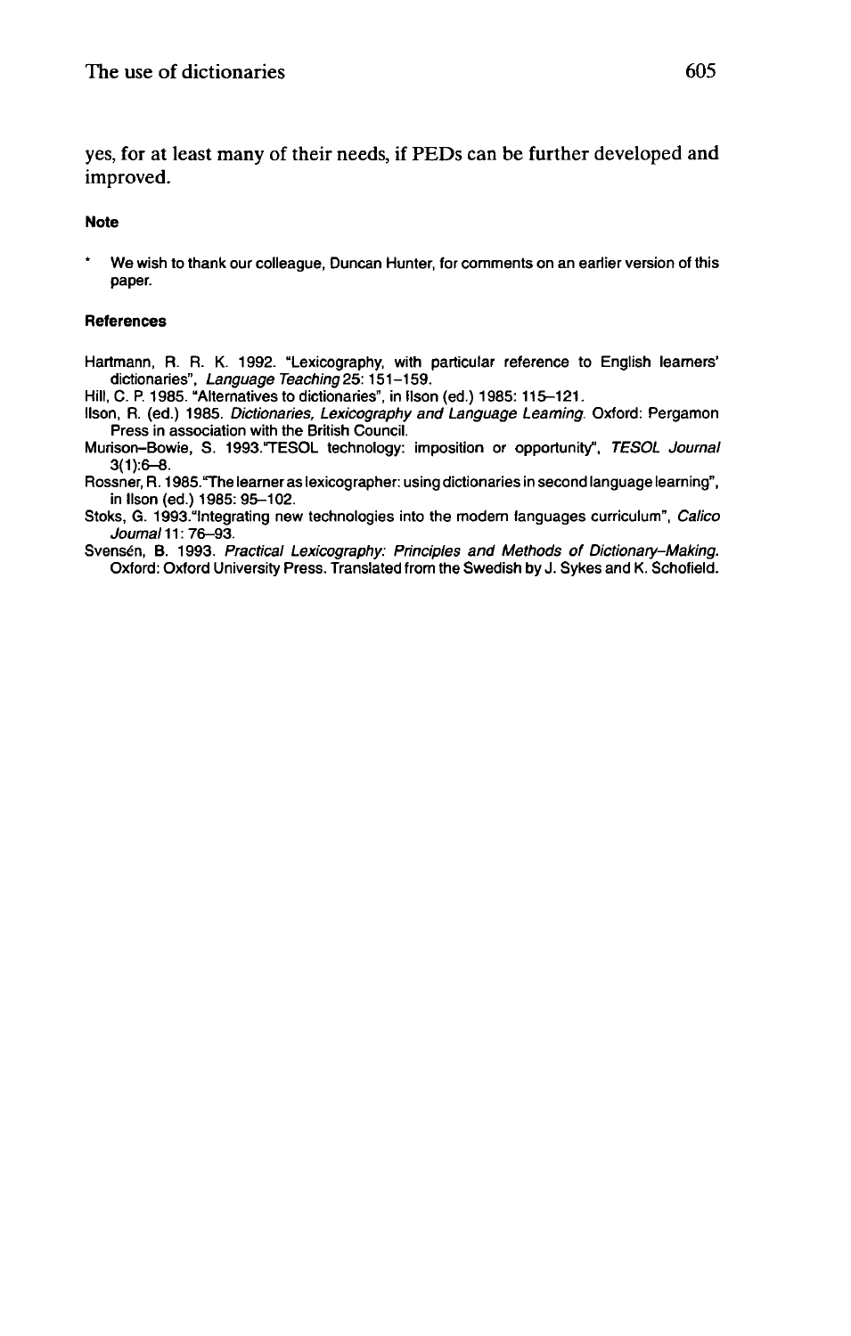yes, for at least many of their needs, if PEDs can be further developed and improved.

### Note

* We wish to thank our colleague, Duncan Hunter, for comments on an earlier version of this paper.

### References

Hartmann, R. R. K. 1992. "Lexicography, with particular reference to English learners' dictionaries", *Language Teaching* 25: 151–159.

Hill, C. P. 1985. "Alternatives to dictionaries", in Ilson (ed.) 1985: 115–121.

Ilson, R. (ed.) 1985. *Dictionaries, Lexicography and Language Learning.* Oxford: Pergamon Press in association with the British Council.

Murison-Bowie, S. 1993."TESOL technology: imposition or opportunity", *TESOL Journal* 3(1):6–8.

Rossner, R. 1985."The learner as lexicographer: using dictionaries in second language learning", in Ilson (ed.) 1985: 95–102.

Stoks, G. 1993."Integrating new technologies into the modern languages curriculum", *Calico Journal* 11: 76–93.

Svensén, B. 1993. *Practical Lexicography: Principles and Methods of Dictionary-Making.* Oxford: Oxford University Press. Translated from the Swedish by J. Sykes and K. Schofield.